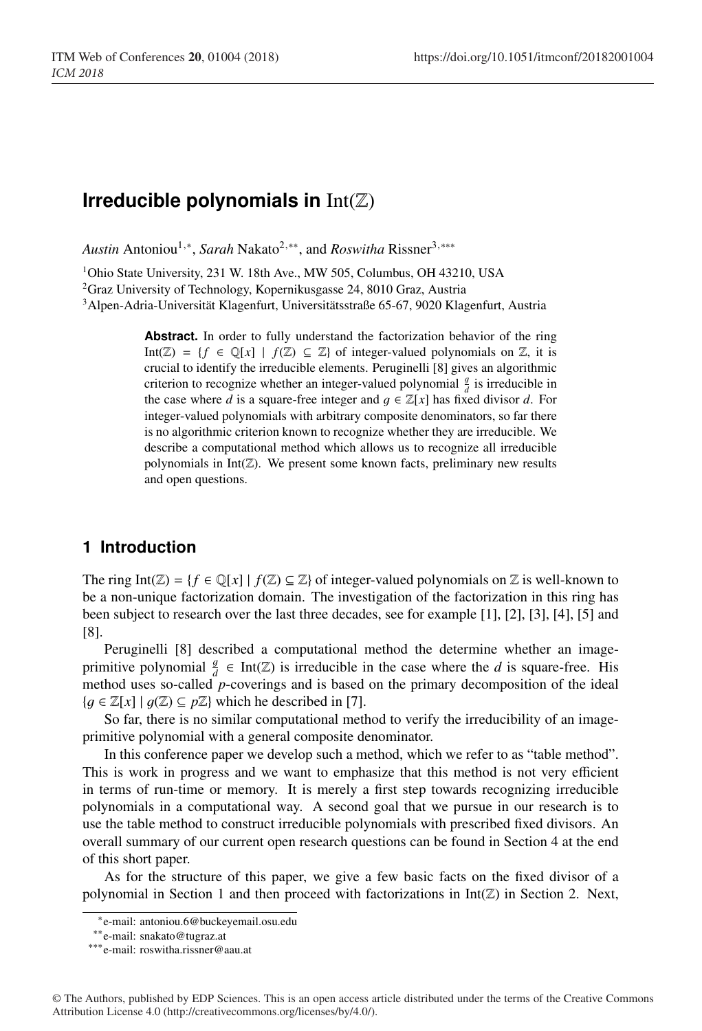# Irreducible polynomials in $\mathrm{Int}(\mathbb{Z})$

*Austin* Antoniou[1,*], *Sarah* Nakato[2,**], and *Roswitha* Rissner[3,***]

[1]Ohio State University, 231 W. 18th Ave., MW 505, Columbus, OH 43210, USA

[2]Graz University of Technology, Kopernikusgasse 24, 8010 Graz, Austria

[3]Alpen-Adria-Universität Klagenfurt, Universitätsstraße 65-67, 9020 Klagenfurt, Austria

**Abstract.** In order to fully understand the factorization behavior of the ring $\mathrm{Int}(\mathbb{Z}) = \{f \in \mathbb{Q}[x] \mid f(\mathbb{Z}) \subseteq \mathbb{Z}\}$ of integer-valued polynomials on $\mathbb{Z}$, it is crucial to identify the irreducible elements. Peruginelli [8] gives an algorithmic criterion to recognize whether an integer-valued polynomial $\frac{g}{d}$ is irreducible in the case where $d$ is a square-free integer and $g \in \mathbb{Z}[x]$ has fixed divisor $d$. For integer-valued polynomials with arbitrary composite denominators, so far there is no algorithmic criterion known to recognize whether they are irreducible. We describe a computational method which allows us to recognize all irreducible polynomials in $\mathrm{Int}(\mathbb{Z})$. We present some known facts, preliminary new results and open questions.

## 1 Introduction

The ring $\mathrm{Int}(\mathbb{Z}) = \{f \in \mathbb{Q}[x] \mid f(\mathbb{Z}) \subseteq \mathbb{Z}\}$ of integer-valued polynomials on $\mathbb{Z}$ is well-known to be a non-unique factorization domain. The investigation of the factorization in this ring has been subject to research over the last three decades, see for example [1], [2], [3], [4], [5] and [8].

Peruginelli [8] described a computational method the determine whether an image-primitive polynomial $\frac{g}{d} \in \mathrm{Int}(\mathbb{Z})$ is irreducible in the case where the $d$ is square-free. His method uses so-called $p$-coverings and is based on the primary decomposition of the ideal $\{g \in \mathbb{Z}[x] \mid g(\mathbb{Z}) \subseteq p\mathbb{Z}\}$ which he described in [7].

So far, there is no similar computational method to verify the irreducibility of an image-primitive polynomial with a general composite denominator.

In this conference paper we develop such a method, which we refer to as "table method". This is work in progress and we want to emphasize that this method is not very efficient in terms of run-time or memory. It is merely a first step towards recognizing irreducible polynomials in a computational way. A second goal that we pursue in our research is to use the table method to construct irreducible polynomials with prescribed fixed divisors. An overall summary of our current open research questions can be found in Section 4 at the end of this short paper.

As for the structure of this paper, we give a few basic facts on the fixed divisor of a polynomial in Section 1 and then proceed with factorizations in $\mathrm{Int}(\mathbb{Z})$ in Section 2. Next,

*e-mail: antoniou.6@buckeyemail.osu.edu

**e-mail: snakato@tugraz.at

***e-mail: roswitha.rissner@aau.at

© The Authors, published by EDP Sciences. This is an open access article distributed under the terms of the Creative Commons Attribution License 4.0 (http://creativecommons.org/licenses/by/4.0/).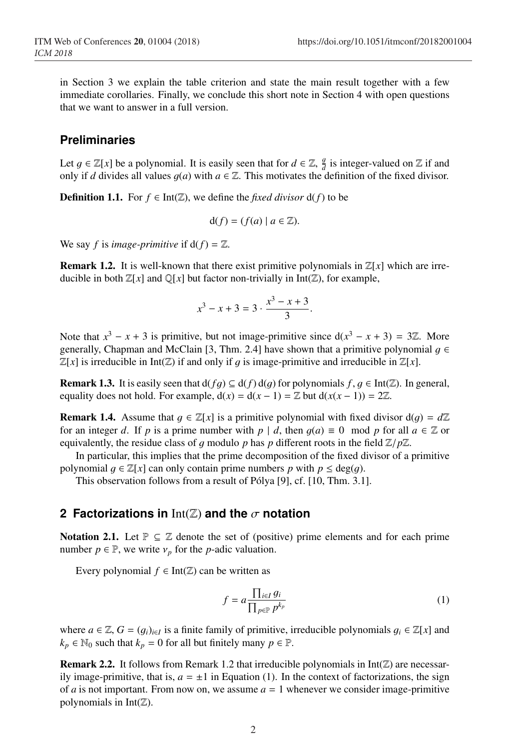in Section 3 we explain the table criterion and state the main result together with a few immediate corollaries. Finally, we conclude this short note in Section 4 with open questions that we want to answer in a full version.

## Preliminaries

Let $g \in \mathbb{Z}[x]$ be a polynomial. It is easily seen that for $d \in \mathbb{Z}$, $\frac{g}{d}$ is integer-valued on $\mathbb{Z}$ if and only if $d$ divides all values $g(a)$ with $a \in \mathbb{Z}$. This motivates the definition of the fixed divisor.

**Definition 1.1.** For $f \in \mathrm{Int}(\mathbb{Z})$, we define the *fixed divisor* $\mathrm{d}(f)$ to be

$$\mathrm{d}(f) = (f(a) \mid a \in \mathbb{Z}).$$

We say $f$ is *image-primitive* if $\mathrm{d}(f) = \mathbb{Z}$.

**Remark 1.2.** It is well-known that there exist primitive polynomials in $\mathbb{Z}[x]$ which are irreducible in both $\mathbb{Z}[x]$ and $\mathbb{Q}[x]$ but factor non-trivially in $\mathrm{Int}(\mathbb{Z})$, for example,

$$x^3 - x + 3 = 3 \cdot \frac{x^3 - x + 3}{3}.$$

Note that $x^3 - x + 3$ is primitive, but not image-primitive since $\mathrm{d}(x^3 - x + 3) = 3\mathbb{Z}$. More generally, Chapman and McClain [3, Thm. 2.4] have shown that a primitive polynomial $g \in \mathbb{Z}[x]$ is irreducible in $\mathrm{Int}(\mathbb{Z})$ if and only if $g$ is image-primitive and irreducible in $\mathbb{Z}[x]$.

**Remark 1.3.** It is easily seen that $\mathrm{d}(fg) \subseteq \mathrm{d}(f)\,\mathrm{d}(g)$ for polynomials $f, g \in \mathrm{Int}(\mathbb{Z})$. In general, equality does not hold. For example, $\mathrm{d}(x) = \mathrm{d}(x-1) = \mathbb{Z}$ but $\mathrm{d}(x(x-1)) = 2\mathbb{Z}$.

**Remark 1.4.** Assume that $g \in \mathbb{Z}[x]$ is a primitive polynomial with fixed divisor $\mathrm{d}(g) = d\mathbb{Z}$ for an integer $d$. If $p$ is a prime number with $p \mid d$, then $g(a) \equiv 0 \mod p$ for all $a \in \mathbb{Z}$ or equivalently, the residue class of $g$ modulo $p$ has $p$ different roots in the field $\mathbb{Z}/p\mathbb{Z}$.

In particular, this implies that the prime decomposition of the fixed divisor of a primitive polynomial $g \in \mathbb{Z}[x]$ can only contain prime numbers $p$ with $p \leq \deg(g)$.

This observation follows from a result of Pólya [9], cf. [10, Thm. 3.1].

## 2 Factorizations in $\mathrm{Int}(\mathbb{Z})$ and the $\sigma$ notation

**Notation 2.1.** Let $\mathbb{P} \subseteq \mathbb{Z}$ denote the set of (positive) prime elements and for each prime number $p \in \mathbb{P}$, we write $\nu_p$ for the $p$-adic valuation.

Every polynomial $f \in \mathrm{Int}(\mathbb{Z})$ can be written as

$$f = a\frac{\prod_{i \in I} g_i}{\prod_{p \in \mathbb{P}} p^{k_p}} \tag{1}$$

where $a \in \mathbb{Z}$, $G = (g_i)_{i \in I}$ is a finite family of primitive, irreducible polynomials $g_i \in \mathbb{Z}[x]$ and $k_p \in \mathbb{N}_0$ such that $k_p = 0$ for all but finitely many $p \in \mathbb{P}$.

**Remark 2.2.** It follows from Remark 1.2 that irreducible polynomials in $\mathrm{Int}(\mathbb{Z})$ are necessarily image-primitive, that is, $a = \pm 1$ in Equation (1). In the context of factorizations, the sign of $a$ is not important. From now on, we assume $a = 1$ whenever we consider image-primitive polynomials in $\mathrm{Int}(\mathbb{Z})$.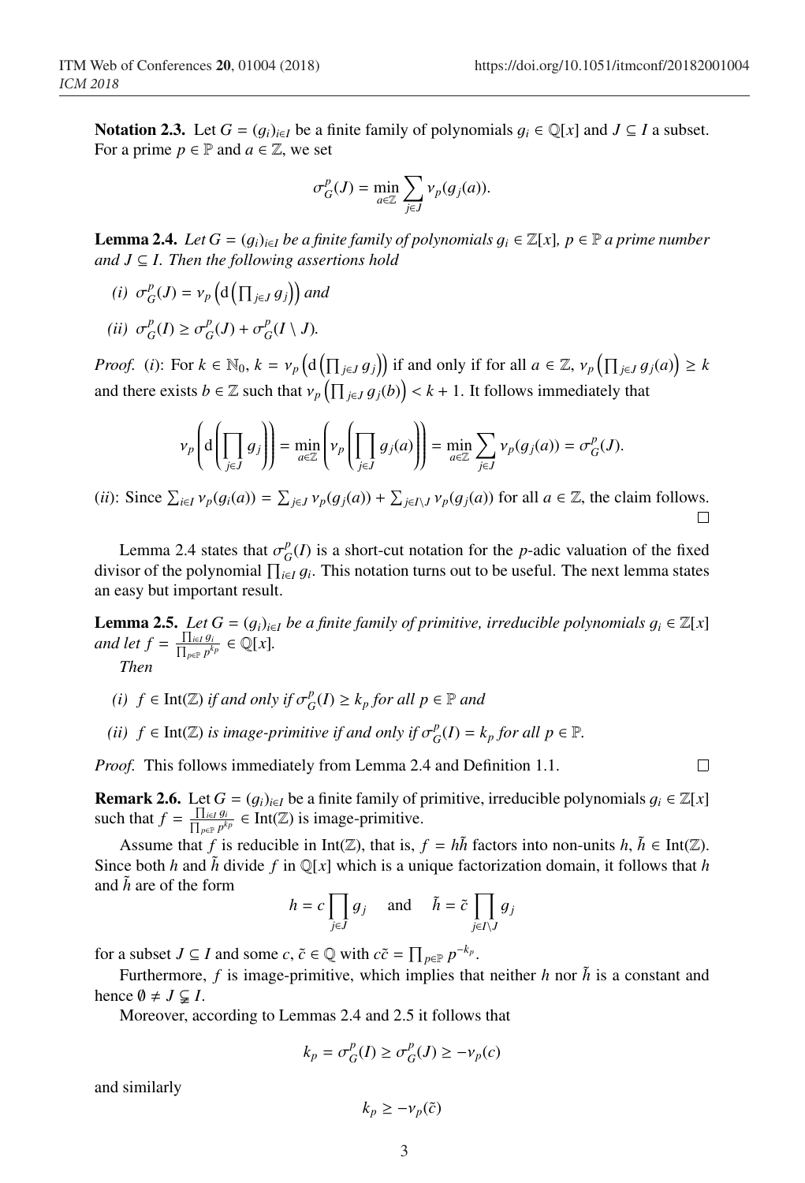**Notation 2.3.** Let $G = (g_i)_{i \in I}$ be a finite family of polynomials $g_i \in \mathbb{Q}[x]$ and $J \subseteq I$ a subset. For a prime $p \in \mathbb{P}$ and $a \in \mathbb{Z}$, we set

$$\sigma_G^p(J) = \min_{a \in \mathbb{Z}} \sum_{j \in J} \nu_p(g_j(a)).$$

**Lemma 2.4.** *Let $G = (g_i)_{i \in I}$ be a finite family of polynomials $g_i \in \mathbb{Z}[x]$, $p \in \mathbb{P}$ a prime number and $J \subseteq I$. Then the following assertions hold*

*(i)* $\sigma_G^p(J) = \nu_p\left(\mathrm{d}\left(\prod_{j \in J} g_j\right)\right)$ *and*

*(ii)* $\sigma_G^p(I) \geq \sigma_G^p(J) + \sigma_G^p(I \setminus J)$.

*Proof.* (*i*): For $k \in \mathbb{N}_0$, $k = \nu_p\left(\mathrm{d}\left(\prod_{j \in J} g_j\right)\right)$ if and only if for all $a \in \mathbb{Z}$, $\nu_p\left(\prod_{j \in J} g_j(a)\right) \geq k$ and there exists $b \in \mathbb{Z}$ such that $\nu_p\left(\prod_{j \in J} g_j(b)\right) < k + 1$. It follows immediately that

$$\nu_p\left(\mathrm{d}\left(\prod_{j \in J} g_j\right)\right) = \min_{a \in \mathbb{Z}}\left(\nu_p\left(\prod_{j \in J} g_j(a)\right)\right) = \min_{a \in \mathbb{Z}} \sum_{j \in J} \nu_p(g_j(a)) = \sigma_G^p(J).$$

(*ii*): Since $\sum_{i \in I} \nu_p(g_i(a)) = \sum_{j \in J} \nu_p(g_j(a)) + \sum_{j \in I \setminus J} \nu_p(g_j(a))$ for all $a \in \mathbb{Z}$, the claim follows. □

Lemma 2.4 states that $\sigma_G^p(I)$ is a short-cut notation for the $p$-adic valuation of the fixed divisor of the polynomial $\prod_{i \in I} g_i$. This notation turns out to be useful. The next lemma states an easy but important result.

**Lemma 2.5.** *Let $G = (g_i)_{i \in I}$ be a finite family of primitive, irreducible polynomials $g_i \in \mathbb{Z}[x]$ and let $f = \frac{\prod_{i \in I} g_i}{\prod_{p \in \mathbb{P}} p^{k_p}} \in \mathbb{Q}[x]$.*

*Then*

*(i)* $f \in \mathrm{Int}(\mathbb{Z})$ *if and only if* $\sigma_G^p(I) \geq k_p$ *for all* $p \in \mathbb{P}$ *and*

*(ii)* $f \in \mathrm{Int}(\mathbb{Z})$ *is image-primitive if and only if* $\sigma_G^p(I) = k_p$ *for all* $p \in \mathbb{P}$.

*Proof.* This follows immediately from Lemma 2.4 and Definition 1.1. □

**Remark 2.6.** Let $G = (g_i)_{i \in I}$ be a finite family of primitive, irreducible polynomials $g_i \in \mathbb{Z}[x]$ such that $f = \frac{\prod_{i \in I} g_i}{\prod_{p \in \mathbb{P}} p^{k_p}} \in \mathrm{Int}(\mathbb{Z})$ is image-primitive.

Assume that $f$ is reducible in $\mathrm{Int}(\mathbb{Z})$, that is, $f = h\tilde{h}$ factors into non-units $h, \tilde{h} \in \mathrm{Int}(\mathbb{Z})$. Since both $h$ and $\tilde{h}$ divide $f$ in $\mathbb{Q}[x]$ which is a unique factorization domain, it follows that $h$ and $\tilde{h}$ are of the form

$$h = c \prod_{j \in J} g_j \quad \text{and} \quad \tilde{h} = \tilde{c} \prod_{j \in I \setminus J} g_j$$

for a subset $J \subseteq I$ and some $c, \tilde{c} \in \mathbb{Q}$ with $c\tilde{c} = \prod_{p \in \mathbb{P}} p^{-k_p}$.

Furthermore, $f$ is image-primitive, which implies that neither $h$ nor $\tilde{h}$ is a constant and hence $\emptyset \neq J \subsetneq I$.

Moreover, according to Lemmas 2.4 and 2.5 it follows that

$$k_p = \sigma_G^p(I) \geq \sigma_G^p(J) \geq -\nu_p(c)$$

and similarly

$$k_p \geq -\nu_p(\tilde{c})$$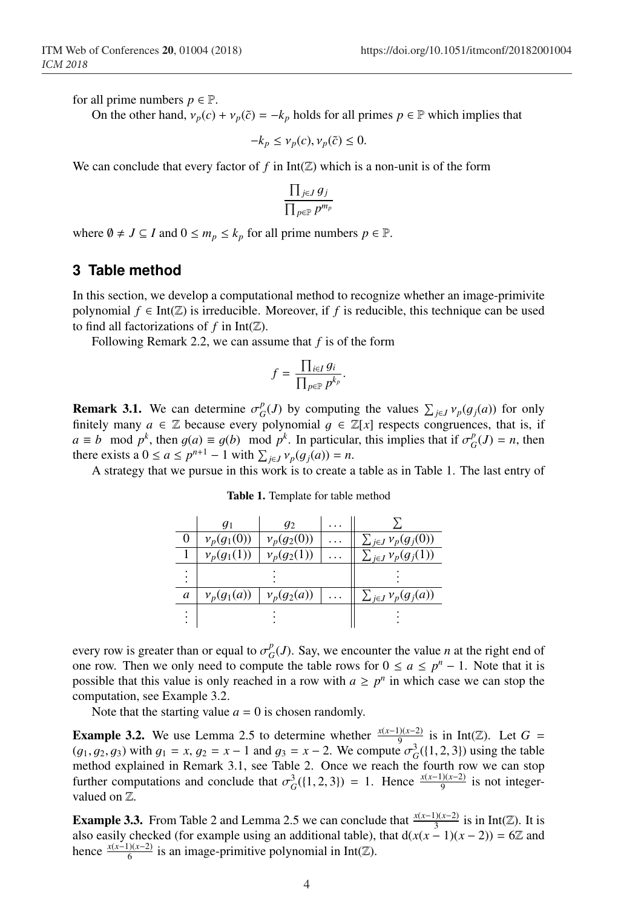for all prime numbers $p \in \mathbb{P}$.

On the other hand, $\nu_p(c) + \nu_p(\tilde{c}) = -k_p$ holds for all primes $p \in \mathbb{P}$ which implies that

$$-k_p \leq \nu_p(c), \nu_p(\tilde{c}) \leq 0.$$

We can conclude that every factor of $f$ in $\mathrm{Int}(\mathbb{Z})$ which is a non-unit is of the form

$$\frac{\prod_{j \in J} g_j}{\prod_{p \in \mathbb{P}} p^{m_p}}$$

where $\emptyset \neq J \subseteq I$ and $0 \leq m_p \leq k_p$ for all prime numbers $p \in \mathbb{P}$.

## 3 Table method

In this section, we develop a computational method to recognize whether an image-primivite polynomial $f \in \mathrm{Int}(\mathbb{Z})$ is irreducible. Moreover, if $f$ is reducible, this technique can be used to find all factorizations of $f$ in $\mathrm{Int}(\mathbb{Z})$.

Following Remark 2.2, we can assume that $f$ is of the form

$$f = \frac{\prod_{i \in I} g_i}{\prod_{p \in \mathbb{P}} p^{k_p}}.$$

**Remark 3.1.** We can determine $\sigma_G^p(J)$ by computing the values $\sum_{j \in J} \nu_p(g_j(a))$ for only finitely many $a \in \mathbb{Z}$ because every polynomial $g \in \mathbb{Z}[x]$ respects congruences, that is, if $a \equiv b \mod p^k$, then $g(a) \equiv g(b) \mod p^k$. In particular, this implies that if $\sigma_G^p(J) = n$, then there exists a $0 \leq a \leq p^{n+1} - 1$ with $\sum_{j \in J} \nu_p(g_j(a)) = n$.

A strategy that we pursue in this work is to create a table as in Table 1. The last entry of every row is greater than or equal to $\sigma_G^p(J)$. Say, we encounter the value $n$ at the right end of one row. Then we only need to compute the table rows for $0 \leq a \leq p^n - 1$. Note that it is possible that this value is only reached in a row with $a \geq p^n$ in which case we can stop the computation, see Example 3.2.

**Table 1.** Template for table method

| | $g_1$ | $g_2$ | $\dots$ | $\sum$ |
|---|---|---|---|---|
| 0 | $\nu_p(g_1(0))$ | $\nu_p(g_2(0))$ | $\dots$ | $\sum_{j \in J} \nu_p(g_j(0))$ |
| 1 | $\nu_p(g_1(1))$ | $\nu_p(g_2(1))$ | $\dots$ | $\sum_{j \in J} \nu_p(g_j(1))$ |
| $\vdots$ | | $\vdots$ | | $\vdots$ |
| $a$ | $\nu_p(g_1(a))$ | $\nu_p(g_2(a))$ | $\dots$ | $\sum_{j \in J} \nu_p(g_j(a))$ |
| $\vdots$ | | $\vdots$ | | $\vdots$ |

Note that the starting value $a = 0$ is chosen randomly.

**Example 3.2.** We use Lemma 2.5 to determine whether $\frac{x(x-1)(x-2)}{9}$ is in $\mathrm{Int}(\mathbb{Z})$. Let $G = (g_1, g_2, g_3)$ with $g_1 = x$, $g_2 = x - 1$ and $g_3 = x - 2$. We compute $\sigma_G^3(\{1, 2, 3\})$ using the table method explained in Remark 3.1, see Table 2. Once we reach the fourth row we can stop further computations and conclude that $\sigma_G^3(\{1, 2, 3\}) = 1$. Hence $\frac{x(x-1)(x-2)}{9}$ is not integer-valued on $\mathbb{Z}$.

**Example 3.3.** From Table 2 and Lemma 2.5 we can conclude that $\frac{x(x-1)(x-2)}{3}$ is in $\mathrm{Int}(\mathbb{Z})$. It is also easily checked (for example using an additional table), that $\mathrm{d}(x(x-1)(x-2)) = 6\mathbb{Z}$ and hence $\frac{x(x-1)(x-2)}{6}$ is an image-primitive polynomial in $\mathrm{Int}(\mathbb{Z})$.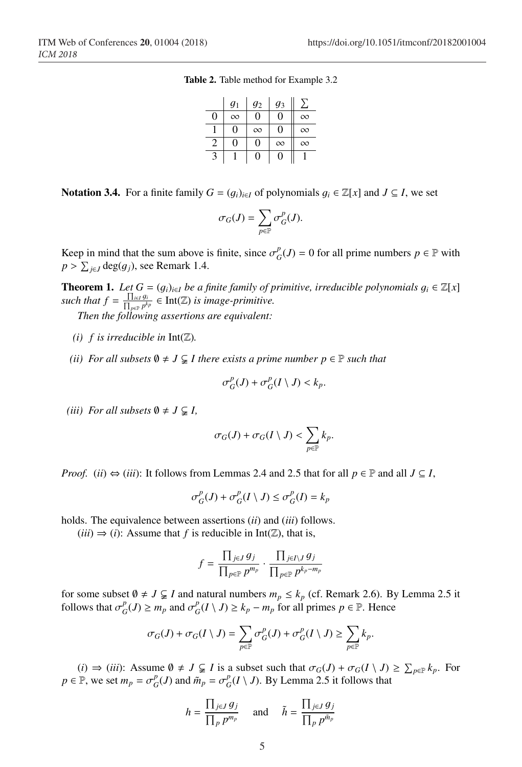**Table 2.** Table method for Example 3.2

| | $g_1$ | $g_2$ | $g_3$ | $\sum$ |
|---|---|---|---|---|
| 0 | $\infty$ | 0 | 0 | $\infty$ |
| 1 | 0 | $\infty$ | 0 | $\infty$ |
| 2 | 0 | 0 | $\infty$ | $\infty$ |
| 3 | 1 | 0 | 0 | 1 |

**Notation 3.4.** For a finite family $G = (g_i)_{i\in I}$ of polynomials $g_i \in \mathbb{Z}[x]$ and $J \subseteq I$, we set

$$\sigma_G(J) = \sum_{p\in\mathbb{P}} \sigma_G^p(J).$$

Keep in mind that the sum above is finite, since $\sigma_G^p(J) = 0$ for all prime numbers $p \in \mathbb{P}$ with $p > \sum_{j\in J} \deg(g_j)$, see Remark 1.4.

**Theorem 1.** *Let $G = (g_i)_{i\in I}$ be a finite family of primitive, irreducible polynomials $g_i \in \mathbb{Z}[x]$ such that $f = \frac{\prod_{i\in I} g_i}{\prod_{p\in\mathbb{P}} p^{k_p}} \in \mathrm{Int}(\mathbb{Z})$ is image-primitive.*

*Then the following assertions are equivalent:*

*(i) $f$ is irreducible in $\mathrm{Int}(\mathbb{Z})$.*

*(ii) For all subsets $\emptyset \neq J \subsetneq I$ there exists a prime number $p \in \mathbb{P}$ such that*

$$\sigma_G^p(J) + \sigma_G^p(I \setminus J) < k_p.$$

*(iii) For all subsets $\emptyset \neq J \subsetneq I$,*

$$\sigma_G(J) + \sigma_G(I \setminus J) < \sum_{p\in\mathbb{P}} k_p.$$

*Proof.* $(ii) \Leftrightarrow (iii)$: It follows from Lemmas 2.4 and 2.5 that for all $p \in \mathbb{P}$ and all $J \subseteq I$,

$$\sigma_G^p(J) + \sigma_G^p(I \setminus J) \leq \sigma_G^p(I) = k_p$$

holds. The equivalence between assertions $(ii)$ and $(iii)$ follows.

$(iii) \Rightarrow (i)$: Assume that $f$ is reducible in $\mathrm{Int}(\mathbb{Z})$, that is,

$$f = \frac{\prod_{j\in J} g_j}{\prod_{p\in\mathbb{P}} p^{m_p}} \cdot \frac{\prod_{j\in I\setminus J} g_j}{\prod_{p\in\mathbb{P}} p^{k_p - m_p}}$$

for some subset $\emptyset \neq J \subsetneq I$ and natural numbers $m_p \leq k_p$ (cf. Remark 2.6). By Lemma 2.5 it follows that $\sigma_G^p(J) \geq m_p$ and $\sigma_G^p(I \setminus J) \geq k_p - m_p$ for all primes $p \in \mathbb{P}$. Hence

$$\sigma_G(J) + \sigma_G(I \setminus J) = \sum_{p\in\mathbb{P}} \sigma_G^p(J) + \sigma_G^p(I \setminus J) \geq \sum_{p\in\mathbb{P}} k_p.$$

$(i) \Rightarrow (iii)$: Assume $\emptyset \neq J \subsetneq I$ is a subset such that $\sigma_G(J) + \sigma_G(I \setminus J) \geq \sum_{p\in\mathbb{P}} k_p$. For $p \in \mathbb{P}$, we set $m_p = \sigma_G^p(J)$ and $\tilde{m}_p = \sigma_G^p(I \setminus J)$. By Lemma 2.5 it follows that

$$h = \frac{\prod_{j\in J} g_j}{\prod_p p^{m_p}} \quad \text{and} \quad \tilde{h} = \frac{\prod_{j\in J} g_j}{\prod_p p^{\tilde{m}_p}}$$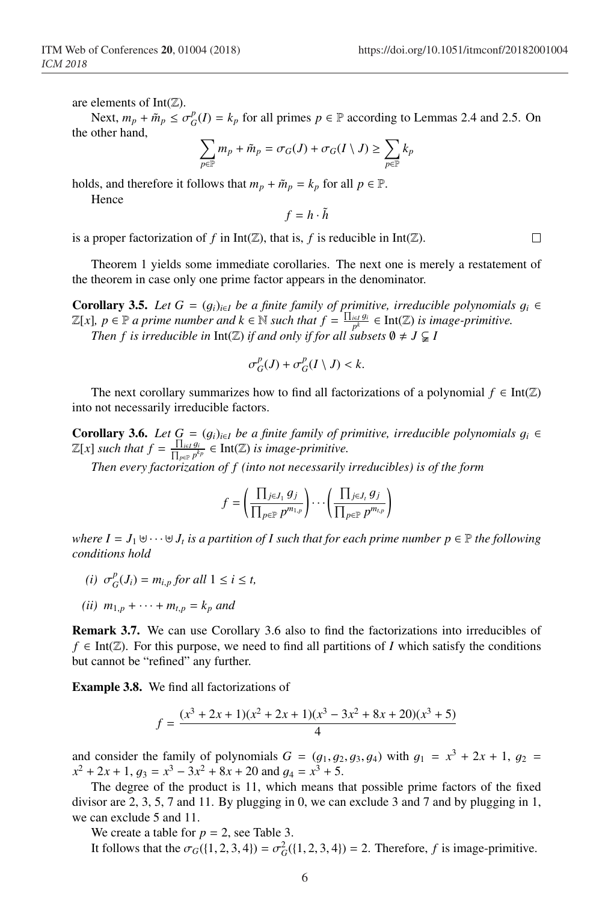are elements of $\mathrm{Int}(\mathbb{Z})$.

Next, $m_p + \tilde{m}_p \leq \sigma_G^p(I) = k_p$ for all primes $p \in \mathbb{P}$ according to Lemmas 2.4 and 2.5. On the other hand,

$$\sum_{p\in\mathbb{P}} m_p + \tilde{m}_p = \sigma_G(J) + \sigma_G(I \setminus J) \geq \sum_{p\in\mathbb{P}} k_p$$

holds, and therefore it follows that $m_p + \tilde{m}_p = k_p$ for all $p \in \mathbb{P}$.

Hence

$$f = h \cdot \tilde{h}$$

is a proper factorization of $f$ in $\mathrm{Int}(\mathbb{Z})$, that is, $f$ is reducible in $\mathrm{Int}(\mathbb{Z})$. □

Theorem 1 yields some immediate corollaries. The next one is merely a restatement of the theorem in case only one prime factor appears in the denominator.

**Corollary 3.5.** *Let $G = (g_i)_{i\in I}$ be a finite family of primitive, irreducible polynomials $g_i \in \mathbb{Z}[x]$, $p \in \mathbb{P}$ a prime number and $k \in \mathbb{N}$ such that $f = \frac{\prod_{i\in I} g_i}{p^k} \in \mathrm{Int}(\mathbb{Z})$ is image-primitive.*

*Then $f$ is irreducible in $\mathrm{Int}(\mathbb{Z})$ if and only if for all subsets $\emptyset \neq J \subsetneq I$*

$$\sigma_G^p(J) + \sigma_G^p(I \setminus J) < k.$$

The next corollary summarizes how to find all factorizations of a polynomial $f \in \mathrm{Int}(\mathbb{Z})$ into not necessarily irreducible factors.

**Corollary 3.6.** *Let $G = (g_i)_{i\in I}$ be a finite family of primitive, irreducible polynomials $g_i \in \mathbb{Z}[x]$ such that $f = \frac{\prod_{i\in I} g_i}{\prod_{p\in\mathbb{P}} p^{k_p}} \in \mathrm{Int}(\mathbb{Z})$ is image-primitive.*

*Then every factorization of $f$ (into not necessarily irreducibles) is of the form*

$$f = \left(\frac{\prod_{j\in J_1} g_j}{\prod_{p\in\mathbb{P}} p^{m_{1,p}}}\right) \cdots \left(\frac{\prod_{j\in J_t} g_j}{\prod_{p\in\mathbb{P}} p^{m_{t,p}}}\right)$$

*where $I = J_1 \uplus \cdots \uplus J_t$ is a partition of $I$ such that for each prime number $p \in \mathbb{P}$ the following conditions hold*

*(i) $\sigma_G^p(J_i) = m_{i,p}$ for all $1 \leq i \leq t$,*

*(ii) $m_{1,p} + \cdots + m_{t,p} = k_p$ and*

**Remark 3.7.** We can use Corollary 3.6 also to find the factorizations into irreducibles of $f \in \mathrm{Int}(\mathbb{Z})$. For this purpose, we need to find all partitions of $I$ which satisfy the conditions but cannot be "refined" any further.

**Example 3.8.** We find all factorizations of

$$f = \frac{(x^3 + 2x + 1)(x^2 + 2x + 1)(x^3 - 3x^2 + 8x + 20)(x^3 + 5)}{4}$$

and consider the family of polynomials $G = (g_1, g_2, g_3, g_4)$ with $g_1 = x^3 + 2x + 1$, $g_2 = x^2 + 2x + 1$, $g_3 = x^3 - 3x^2 + 8x + 20$ and $g_4 = x^3 + 5$.

The degree of the product is 11, which means that possible prime factors of the fixed divisor are 2, 3, 5, 7 and 11. By plugging in 0, we can exclude 3 and 7 and by plugging in 1, we can exclude 5 and 11.

We create a table for $p = 2$, see Table 3.

It follows that the $\sigma_G(\{1, 2, 3, 4\}) = \sigma_G^2(\{1, 2, 3, 4\}) = 2$. Therefore, $f$ is image-primitive.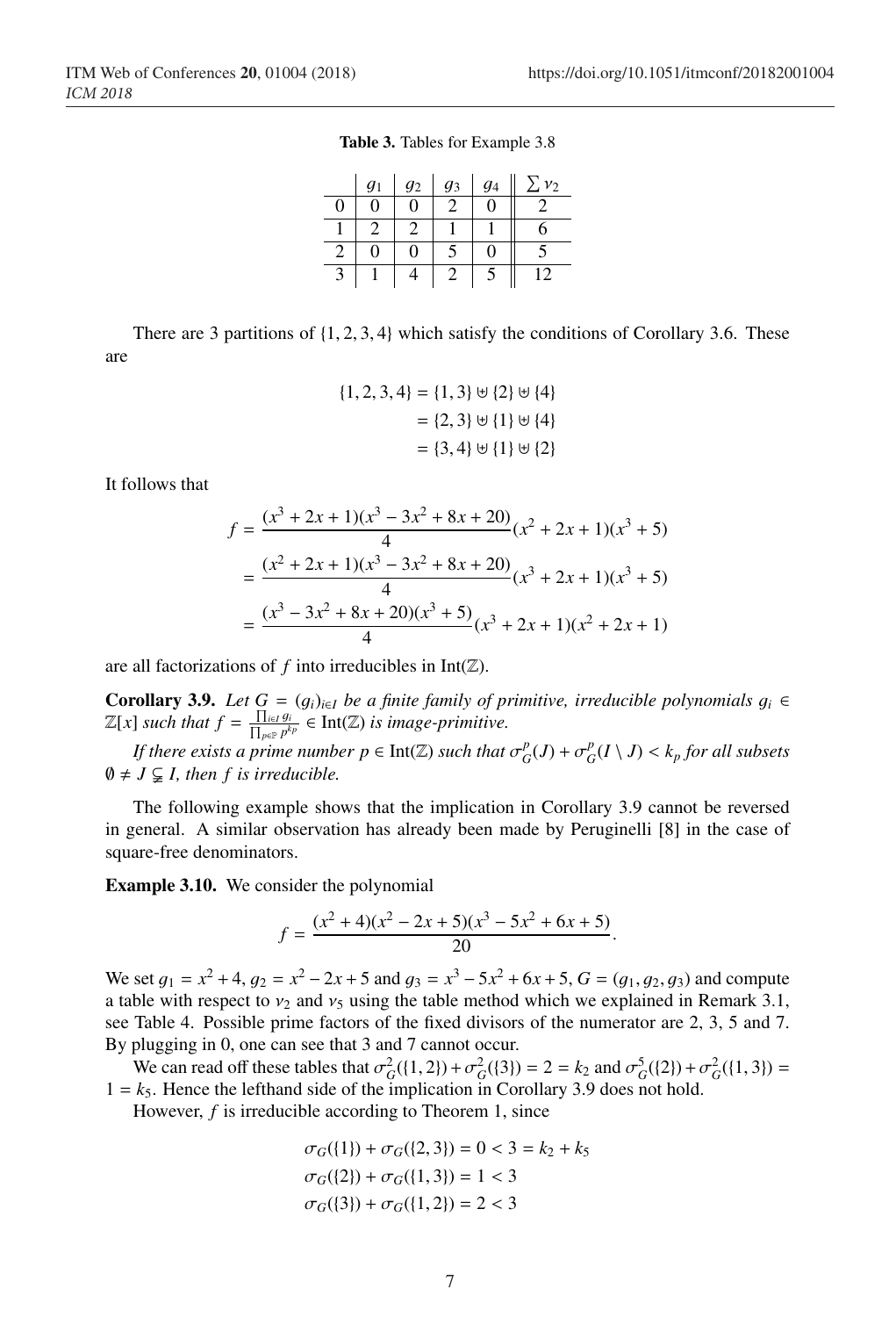**Table 3.** Tables for Example 3.8

| | $g_1$ | $g_2$ | $g_3$ | $g_4$ | $\sum \nu_2$ |
|---|---|---|---|---|---|
| 0 | 0 | 0 | 2 | 0 | 2 |
| 1 | 2 | 2 | 1 | 1 | 6 |
| 2 | 0 | 0 | 5 | 0 | 5 |
| 3 | 1 | 4 | 2 | 5 | 12 |

There are 3 partitions of $\{1, 2, 3, 4\}$ which satisfy the conditions of Corollary 3.6. These are

$$\begin{aligned}\{1, 2, 3, 4\} &= \{1, 3\} \uplus \{2\} \uplus \{4\} \\ &= \{2, 3\} \uplus \{1\} \uplus \{4\} \\ &= \{3, 4\} \uplus \{1\} \uplus \{2\}\end{aligned}$$

It follows that

$$\begin{aligned}f &= \frac{(x^3 + 2x + 1)(x^3 - 3x^2 + 8x + 20)}{4}(x^2 + 2x + 1)(x^3 + 5) \\ &= \frac{(x^2 + 2x + 1)(x^3 - 3x^2 + 8x + 20)}{4}(x^3 + 2x + 1)(x^3 + 5) \\ &= \frac{(x^3 - 3x^2 + 8x + 20)(x^3 + 5)}{4}(x^3 + 2x + 1)(x^2 + 2x + 1)\end{aligned}$$

are all factorizations of $f$ into irreducibles in $\text{Int}(\mathbb{Z})$.

**Corollary 3.9.** *Let $G = (g_i)_{i \in I}$ be a finite family of primitive, irreducible polynomials $g_i \in \mathbb{Z}[x]$ such that $f = \frac{\prod_{i \in I} g_i}{\prod_{p \in \mathbb{P}} p^{k_p}} \in \text{Int}(\mathbb{Z})$ is image-primitive.*

*If there exists a prime number $p \in \text{Int}(\mathbb{Z})$ such that $\sigma_G^p(J) + \sigma_G^p(I \setminus J) < k_p$ for all subsets $\emptyset \neq J \subsetneq I$, then $f$ is irreducible.*

The following example shows that the implication in Corollary 3.9 cannot be reversed in general. A similar observation has already been made by Peruginelli [8] in the case of square-free denominators.

**Example 3.10.** We consider the polynomial

$$f = \frac{(x^2 + 4)(x^2 - 2x + 5)(x^3 - 5x^2 + 6x + 5)}{20}.$$

We set $g_1 = x^2 + 4$, $g_2 = x^2 - 2x + 5$ and $g_3 = x^3 - 5x^2 + 6x + 5$, $G = (g_1, g_2, g_3)$ and compute a table with respect to $\nu_2$ and $\nu_5$ using the table method which we explained in Remark 3.1, see Table 4. Possible prime factors of the fixed divisors of the numerator are 2, 3, 5 and 7. By plugging in 0, one can see that 3 and 7 cannot occur.

We can read off these tables that $\sigma_G^2(\{1, 2\}) + \sigma_G^2(\{3\}) = 2 = k_2$ and $\sigma_G^5(\{2\}) + \sigma_G^2(\{1, 3\}) = 1 = k_5$. Hence the lefthand side of the implication in Corollary 3.9 does not hold.

However, $f$ is irreducible according to Theorem 1, since

$$\begin{aligned}\sigma_G(\{1\}) + \sigma_G(\{2, 3\}) &= 0 < 3 = k_2 + k_5 \\ \sigma_G(\{2\}) + \sigma_G(\{1, 3\}) &= 1 < 3 \\ \sigma_G(\{3\}) + \sigma_G(\{1, 2\}) &= 2 < 3\end{aligned}$$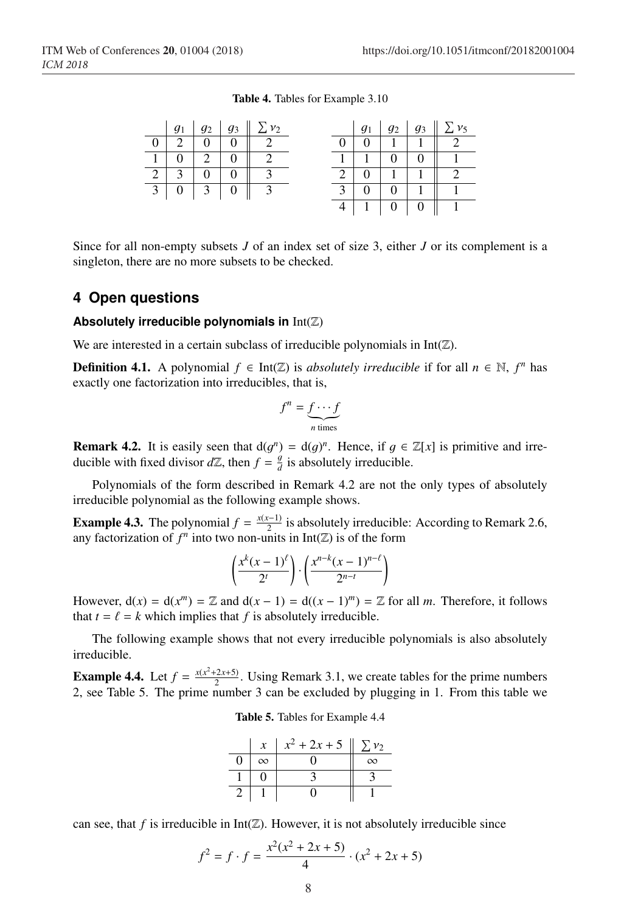**Table 4.** Tables for Example 3.10

|  | $g_1$ | $g_2$ | $g_3$ | $\sum \nu_2$ |
|---|---|---|---|---|
| 0 | 2 | 0 | 0 | 2 |
| 1 | 0 | 2 | 0 | 2 |
| 2 | 3 | 0 | 0 | 3 |
| 3 | 0 | 3 | 0 | 3 |

|  | $g_1$ | $g_2$ | $g_3$ | $\sum \nu_5$ |
|---|---|---|---|---|
| 0 | 0 | 1 | 1 | 2 |
| 1 | 1 | 0 | 0 | 1 |
| 2 | 0 | 1 | 1 | 2 |
| 3 | 0 | 0 | 1 | 1 |
| 4 | 1 | 0 | 0 | 1 |

Since for all non-empty subsets $J$ of an index set of size 3, either $J$ or its complement is a singleton, there are no more subsets to be checked.

## 4 Open questions

### Absolutely irreducible polynomials in $\mathrm{Int}(\mathbb{Z})$

We are interested in a certain subclass of irreducible polynomials in $\mathrm{Int}(\mathbb{Z})$.

**Definition 4.1.** A polynomial $f \in \mathrm{Int}(\mathbb{Z})$ is *absolutely irreducible* if for all $n \in \mathbb{N}$, $f^n$ has exactly one factorization into irreducibles, that is,

$$f^n = \underbrace{f \cdots f}_{n \text{ times}}$$

**Remark 4.2.** It is easily seen that $\mathrm{d}(g^n) = \mathrm{d}(g)^n$. Hence, if $g \in \mathbb{Z}[x]$ is primitive and irreducible with fixed divisor $d\mathbb{Z}$, then $f = \frac{g}{d}$ is absolutely irreducible.

Polynomials of the form described in Remark 4.2 are not the only types of absolutely irreducible polynomial as the following example shows.

**Example 4.3.** The polynomial $f = \frac{x(x-1)}{2}$ is absolutely irreducible: According to Remark 2.6, any factorization of $f^n$ into two non-units in $\mathrm{Int}(\mathbb{Z})$ is of the form

$$\left(\frac{x^k(x-1)^\ell}{2^t}\right) \cdot \left(\frac{x^{n-k}(x-1)^{n-\ell}}{2^{n-t}}\right)$$

However, $\mathrm{d}(x) = \mathrm{d}(x^m) = \mathbb{Z}$ and $\mathrm{d}(x-1) = \mathrm{d}((x-1)^m) = \mathbb{Z}$ for all $m$. Therefore, it follows that $t = \ell = k$ which implies that $f$ is absolutely irreducible.

The following example shows that not every irreducible polynomials is also absolutely irreducible.

**Example 4.4.** Let $f = \frac{x(x^2+2x+5)}{2}$. Using Remark 3.1, we create tables for the prime numbers 2, see Table 5. The prime number 3 can be excluded by plugging in 1. From this table we

**Table 5.** Tables for Example 4.4

|  | $x$ | $x^2+2x+5$ | $\sum \nu_2$ |
|---|---|---|---|
| 0 | $\infty$ | 0 | $\infty$ |
| 1 | 0 | 3 | 3 |
| 2 | 1 | 0 | 1 |

can see, that $f$ is irreducible in $\mathrm{Int}(\mathbb{Z})$. However, it is not absolutely irreducible since

$$f^2 = f \cdot f = \frac{x^2(x^2+2x+5)}{4} \cdot (x^2+2x+5)$$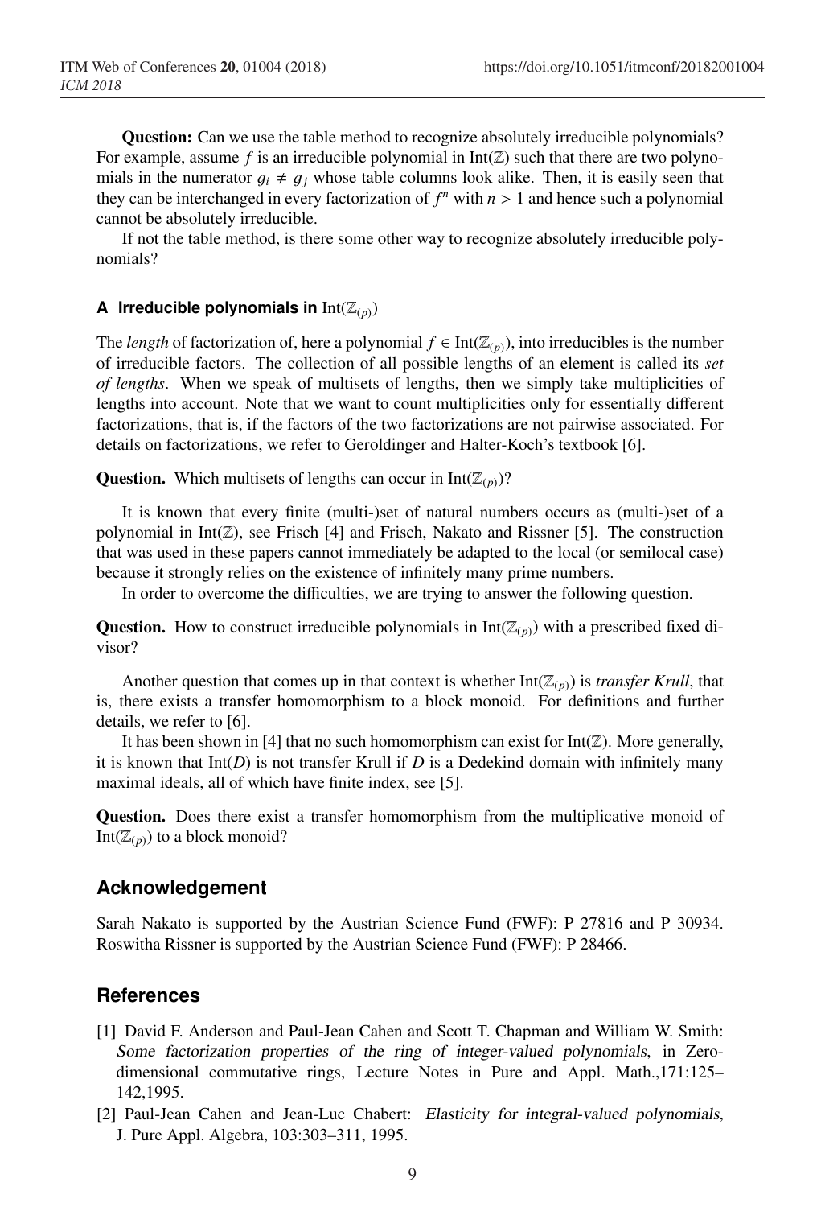**Question:** Can we use the table method to recognize absolutely irreducible polynomials? For example, assume $f$ is an irreducible polynomial in $\text{Int}(\mathbb{Z})$ such that there are two polynomials in the numerator $g_i \neq g_j$ whose table columns look alike. Then, it is easily seen that they can be interchanged in every factorization of $f^n$ with $n > 1$ and hence such a polynomial cannot be absolutely irreducible.

If not the table method, is there some other way to recognize absolutely irreducible polynomials?

### A Irreducible polynomials in $\text{Int}(\mathbb{Z}_{(p)})$

The *length* of factorization of, here a polynomial $f \in \text{Int}(\mathbb{Z}_{(p)})$, into irreducibles is the number of irreducible factors. The collection of all possible lengths of an element is called its *set of lengths*. When we speak of multisets of lengths, then we simply take multiplicities of lengths into account. Note that we want to count multiplicities only for essentially different factorizations, that is, if the factors of the two factorizations are not pairwise associated. For details on factorizations, we refer to Geroldinger and Halter-Koch's textbook [6].

**Question.** Which multisets of lengths can occur in $\text{Int}(\mathbb{Z}_{(p)})$?

It is known that every finite (multi-)set of natural numbers occurs as (multi-)set of a polynomial in $\text{Int}(\mathbb{Z})$, see Frisch [4] and Frisch, Nakato and Rissner [5]. The construction that was used in these papers cannot immediately be adapted to the local (or semilocal case) because it strongly relies on the existence of infinitely many prime numbers.

In order to overcome the difficulties, we are trying to answer the following question.

**Question.** How to construct irreducible polynomials in $\text{Int}(\mathbb{Z}_{(p)})$ with a prescribed fixed divisor?

Another question that comes up in that context is whether $\text{Int}(\mathbb{Z}_{(p)})$ is *transfer Krull*, that is, there exists a transfer homomorphism to a block monoid. For definitions and further details, we refer to [6].

It has been shown in [4] that no such homomorphism can exist for $\text{Int}(\mathbb{Z})$. More generally, it is known that $\text{Int}(D)$ is not transfer Krull if $D$ is a Dedekind domain with infinitely many maximal ideals, all of which have finite index, see [5].

**Question.** Does there exist a transfer homomorphism from the multiplicative monoid of $\text{Int}(\mathbb{Z}_{(p)})$ to a block monoid?

## Acknowledgement

Sarah Nakato is supported by the Austrian Science Fund (FWF): P 27816 and P 30934. Roswitha Rissner is supported by the Austrian Science Fund (FWF): P 28466.

## References

[1] David F. Anderson and Paul-Jean Cahen and Scott T. Chapman and William W. Smith: *Some factorization properties of the ring of integer-valued polynomials*, in Zero-dimensional commutative rings, Lecture Notes in Pure and Appl. Math.,171:125–142,1995.

[2] Paul-Jean Cahen and Jean-Luc Chabert: *Elasticity for integral-valued polynomials*, J. Pure Appl. Algebra, 103:303–311, 1995.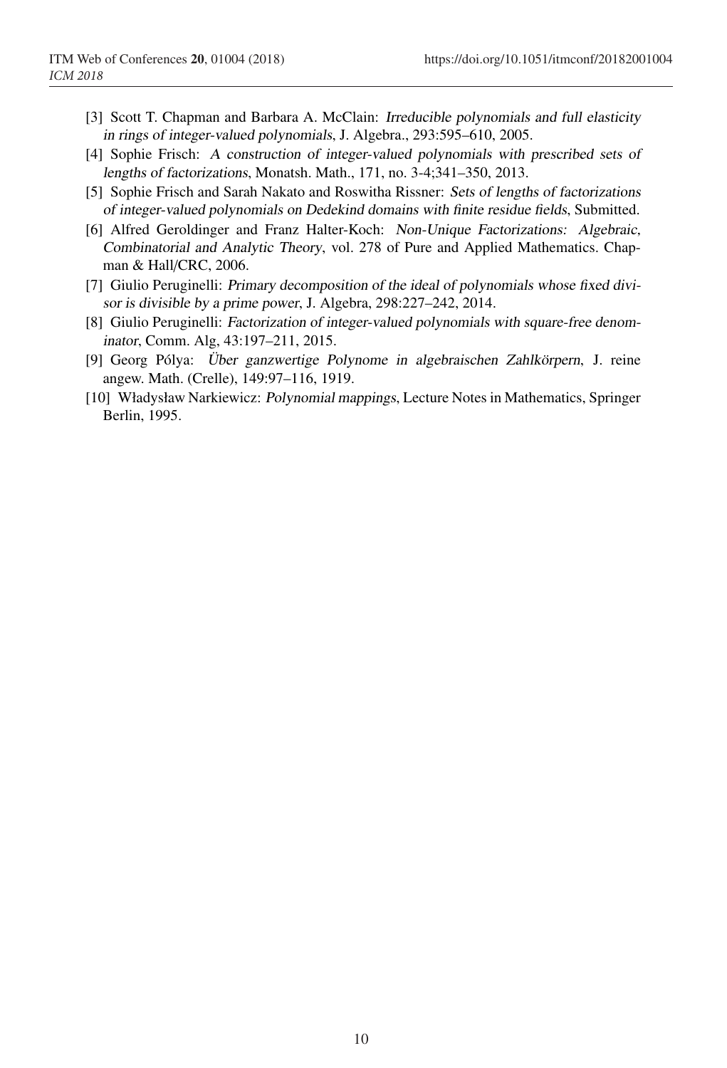[3] Scott T. Chapman and Barbara A. McClain: *Irreducible polynomials and full elasticity in rings of integer-valued polynomials*, J. Algebra., 293:595–610, 2005.

[4] Sophie Frisch: *A construction of integer-valued polynomials with prescribed sets of lengths of factorizations*, Monatsh. Math., 171, no. 3-4;341–350, 2013.

[5] Sophie Frisch and Sarah Nakato and Roswitha Rissner: *Sets of lengths of factorizations of integer-valued polynomials on Dedekind domains with finite residue fields*, Submitted.

[6] Alfred Geroldinger and Franz Halter-Koch: *Non-Unique Factorizations: Algebraic, Combinatorial and Analytic Theory*, vol. 278 of Pure and Applied Mathematics. Chapman & Hall/CRC, 2006.

[7] Giulio Peruginelli: *Primary decomposition of the ideal of polynomials whose fixed divisor is divisible by a prime power*, J. Algebra, 298:227–242, 2014.

[8] Giulio Peruginelli: *Factorization of integer-valued polynomials with square-free denominator*, Comm. Alg, 43:197–211, 2015.

[9] Georg Pólya: *Über ganzwertige Polynome in algebraischen Zahlkörpern*, J. reine angew. Math. (Crelle), 149:97–116, 1919.

[10] Władysław Narkiewicz: *Polynomial mappings*, Lecture Notes in Mathematics, Springer Berlin, 1995.